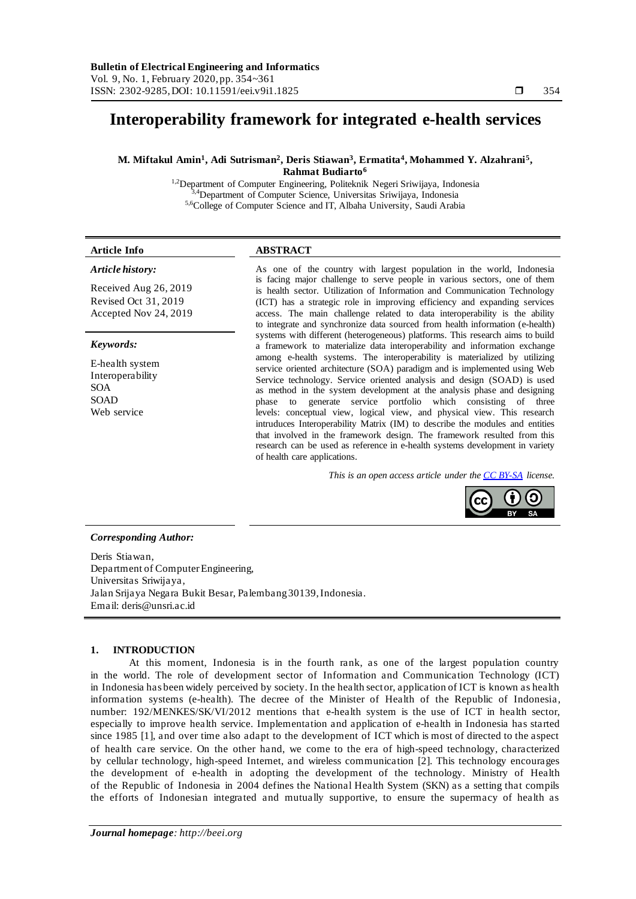# Interoperability framework for integrated e-health services

**M. Miftakul Amin[1], Adi Sutrisman[2], Deris Stiawan[3], Ermatita[4], Mohammed Y. Alzahrani[5], Rahmat Budiarto[6]**

[1,2]Department of Computer Engineering, Politeknik Negeri Sriwijaya, Indonesia
[3,4]Department of Computer Science, Universitas Sriwijaya, Indonesia
[5,6]College of Computer Science and IT, Albaha University, Saudi Arabia

### Article Info

*Article history:*

Received Aug 26, 2019
Revised Oct 31, 2019
Accepted Nov 24, 2019

*Keywords:*

E-health system
Interoperability
SOA
SOAD
Web service

### ABSTRACT

As one of the country with largest population in the world, Indonesia is facing major challenge to serve people in various sectors, one of them is health sector. Utilization of Information and Communication Technology (ICT) has a strategic role in improving efficiency and expanding services access. The main challenge related to data interoperability is the ability to integrate and synchronize data sourced from health information (e-health) systems with different (heterogeneous) platforms. This research aims to build a framework to materialize data interoperability and information exchange among e-health systems. The interoperability is materialized by utilizing service oriented architecture (SOA) paradigm and is implemented using Web Service technology. Service oriented analysis and design (SOAD) is used as method in the system development at the analysis phase and designing phase to generate service portfolio which consisting of three levels: conceptual view, logical view, and physical view. This research intruduces Interoperability Matrix (IM) to describe the modules and entities that involved in the framework design. The framework resulted from this research can be used as reference in e-health systems development in variety of health care applications.

*This is an open access article under the CC BY-SA license.*

*Corresponding Author:*

Deris Stiawan,
Department of Computer Engineering,
Universitas Sriwijaya,
Jalan Srijaya Negara Bukit Besar, Palembang 30139, Indonesia.
Email: deris@unsri.ac.id

## 1. INTRODUCTION

At this moment, Indonesia is in the fourth rank, as one of the largest population country in the world. The role of development sector of Information and Communication Technology (ICT) in Indonesia has been widely perceived by society. In the health sector, application of ICT is known as health information systems (e-health). The decree of the Minister of Health of the Republic of Indonesia, number: 192/MENKES/SK/VI/2012 mentions that e-health system is the use of ICT in health sector, especially to improve health service. Implementation and application of e-health in Indonesia has started since 1985 [1], and over time also adapt to the development of ICT which is most of directed to the aspect of health care service. On the other hand, we come to the era of high-speed technology, characterized by cellular technology, high-speed Internet, and wireless communication [2]. This technology encourages the development of e-health in adopting the development of the technology. Ministry of Health of the Republic of Indonesia in 2004 defines the National Health System (SKN) as a setting that compils the efforts of Indonesian integrated and mutually supportive, to ensure the supermacy of health as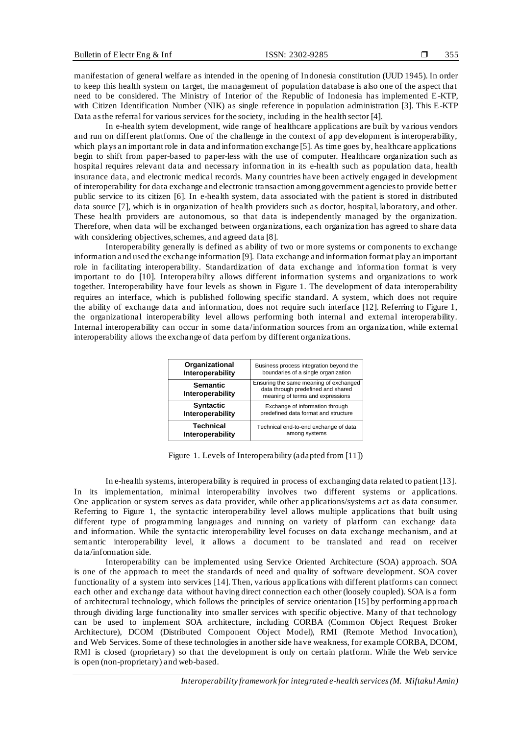manifestation of general welfare as intended in the opening of Indonesia constitution (UUD 1945). In order to keep this health system on target, the management of population database is also one of the aspect that need to be considered. The Ministry of Interior of the Republic of Indonesia has implemented E-KTP, with Citizen Identification Number (NIK) as single reference in population administration [3]. This E-KTP Data as the referral for various services for the society, including in the health sector [4].

In e-health sytem development, wide range of healthcare applications are built by various vendors and run on different platforms. One of the challenge in the context of app development is interoperability, which plays an important role in data and information exchange [5]. As time goes by, healthcare applications begin to shift from paper-based to paper-less with the use of computer. Healthcare organization such as hospital requires relevant data and necessary information in its e-health such as population data, health insurance data, and electronic medical records. Many countries have been actively engaged in development of interoperability for data exchange and electronic transaction among government agencies to provide better public service to its citizen [6]. In e-health system, data associated with the patient is stored in distributed data source [7], which is in organization of health providers such as doctor, hospital, laboratory, and other. These health providers are autonomous, so that data is independently managed by the organization. Therefore, when data will be exchanged between organizations, each organization has agreed to share data with considering objectives, schemes, and agreed data [8].

Interoperability generally is defined as ability of two or more systems or components to exchange information and used the exchange information [9]. Data exchange and information format play an important role in facilitating interoperability. Standardization of data exchange and information format is very important to do [10]. Interoperability allows different information systems and organizations to work together. Interoperability have four levels as shown in Figure 1. The development of data interoperability requires an interface, which is published following specific standard. A system, which does not require the ability of exchange data and information, does not require such interface [12]. Referring to Figure 1, the organizational interoperability level allows performing both internal and external interoperability. Internal interoperability can occur in some data/information sources from an organization, while external interoperability allows the exchange of data perfom by different organizations.

| Level | Description |
| --- | --- |
| **Organizational Interoperability** | Business process integration beyond the boundaries of a single organization |
| **Semantic Interoperability** | Ensuring the same meaning of exchanged data through predefined and shared meaning of terms and expressions |
| **Syntactic Interoperability** | Exchange of information through predefined data format and structure |
| **Technical Interoperability** | Technical end-to-end exchange of data among systems |

Figure 1. Levels of Interoperability (adapted from [11])

In e-health systems, interoperability is required in process of exchanging data related to patient [13]. In its implementation, minimal interoperability involves two different systems or applications. One application or system serves as data provider, while other applications/systems act as data consumer. Referring to Figure 1, the syntactic interoperability level allows multiple applications that built using different type of programming languages and running on variety of platform can exchange data and information. While the syntactic interoperability level focuses on data exchange mechanism, and at semantic interoperability level, it allows a document to be translated and read on receiver data/information side.

Interoperability can be implemented using Service Oriented Architecture (SOA) approach. SOA is one of the approach to meet the standards of need and quality of software development. SOA cover functionality of a system into services [14]. Then, various applications with different platforms can connect each other and exchange data without having direct connection each other (loosely coupled). SOA is a form of architectural technology, which follows the principles of service orientation [15] by performing app roach through dividing large functionality into smaller services with specific objective. Many of that technology can be used to implement SOA architecture, including CORBA (Common Object Request Broker Architecture), DCOM (Distributed Component Object Model), RMI (Remote Method Invocation), and Web Services. Some of these technologies in another side have weakness, for example CORBA, DCOM, RMI is closed (proprietary) so that the development is only on certain platform. While the Web service is open (non-proprietary) and web-based.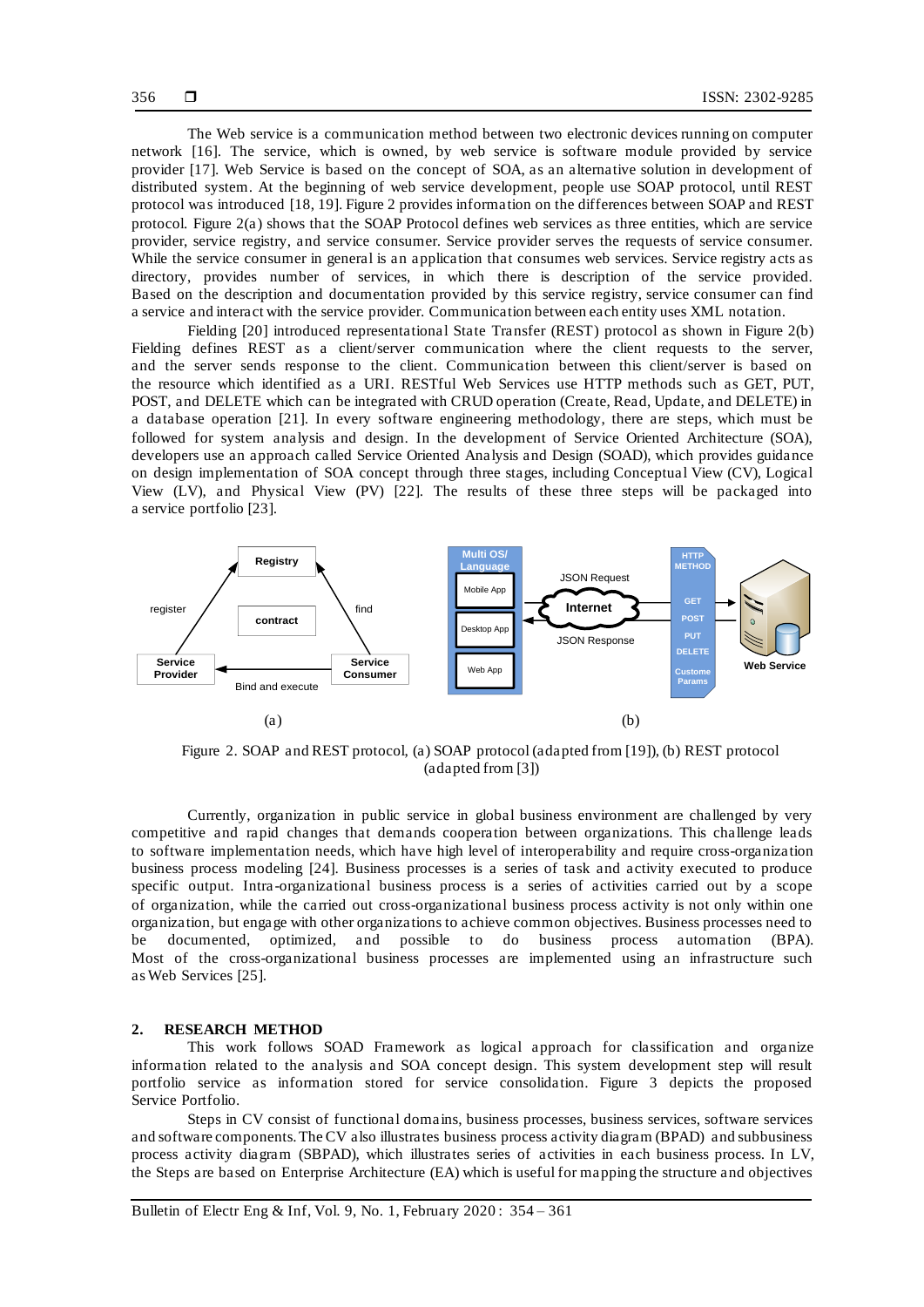The Web service is a communication method between two electronic devices running on computer network [16]. The service, which is owned, by web service is software module provided by service provider [17]. Web Service is based on the concept of SOA, as an alternative solution in development of distributed system. At the beginning of web service development, people use SOAP protocol, until REST protocol was introduced [18, 19]. Figure 2 provides information on the differences between SOAP and REST protocol. Figure 2(a) shows that the SOAP Protocol defines web services as three entities, which are service provider, service registry, and service consumer. Service provider serves the requests of service consumer. While the service consumer in general is an application that consumes web services. Service registry acts as directory, provides number of services, in which there is description of the service provided. Based on the description and documentation provided by this service registry, service consumer can find a service and interact with the service provider. Communication between each entity uses XML notation.

Fielding [20] introduced representational State Transfer (REST) protocol as shown in Figure 2(b) Fielding defines REST as a client/server communication where the client requests to the server, and the server sends response to the client. Communication between this client/server is based on the resource which identified as a URI. RESTful Web Services use HTTP methods such as GET, PUT, POST, and DELETE which can be integrated with CRUD operation (Create, Read, Update, and DELETE) in a database operation [21]. In every software engineering methodology, there are steps, which must be followed for system analysis and design. In the development of Service Oriented Architecture (SOA), developers use an approach called Service Oriented Analysis and Design (SOAD), which provides guidance on design implementation of SOA concept through three stages, including Conceptual View (CV), Logical View (LV), and Physical View (PV) [22]. The results of these three steps will be packaged into a service portfolio [23].

Registry

register | contract | find

Service Provider | Bind and execute | Service Consumer

(a)

Multi OS/ Language: Mobile App, Desktop App, Web App

JSON Request — Internet — JSON Response

HTTP METHOD: GET, POST, PUT, DELETE, Custome Params

Web Service

(b)

Figure 2. SOAP and REST protocol, (a) SOAP protocol (adapted from [19]), (b) REST protocol (adapted from [3])

Currently, organization in public service in global business environment are challenged by very competitive and rapid changes that demands cooperation between organizations. This challenge leads to software implementation needs, which have high level of interoperability and require cross-organization business process modeling [24]. Business processes is a series of task and activity executed to produce specific output. Intra-organizational business process is a series of activities carried out by a scope of organization, while the carried out cross-organizational business process activity is not only within one organization, but engage with other organizations to achieve common objectives. Business processes need to be documented, optimized, and possible to do business process automation (BPA). Most of the cross-organizational business processes are implemented using an infrastructure such as Web Services [25].

## 2. RESEARCH METHOD

This work follows SOAD Framework as logical approach for classification and organize information related to the analysis and SOA concept design. This system development step will result portfolio service as information stored for service consolidation. Figure 3 depicts the proposed Service Portfolio.

Steps in CV consist of functional domains, business processes, business services, software services and software components. The CV also illustrates business process activity diagram (BPAD) and subbusiness process activity diagram (SBPAD), which illustrates series of activities in each business process. In LV, the Steps are based on Enterprise Architecture (EA) which is useful for mapping the structure and objectives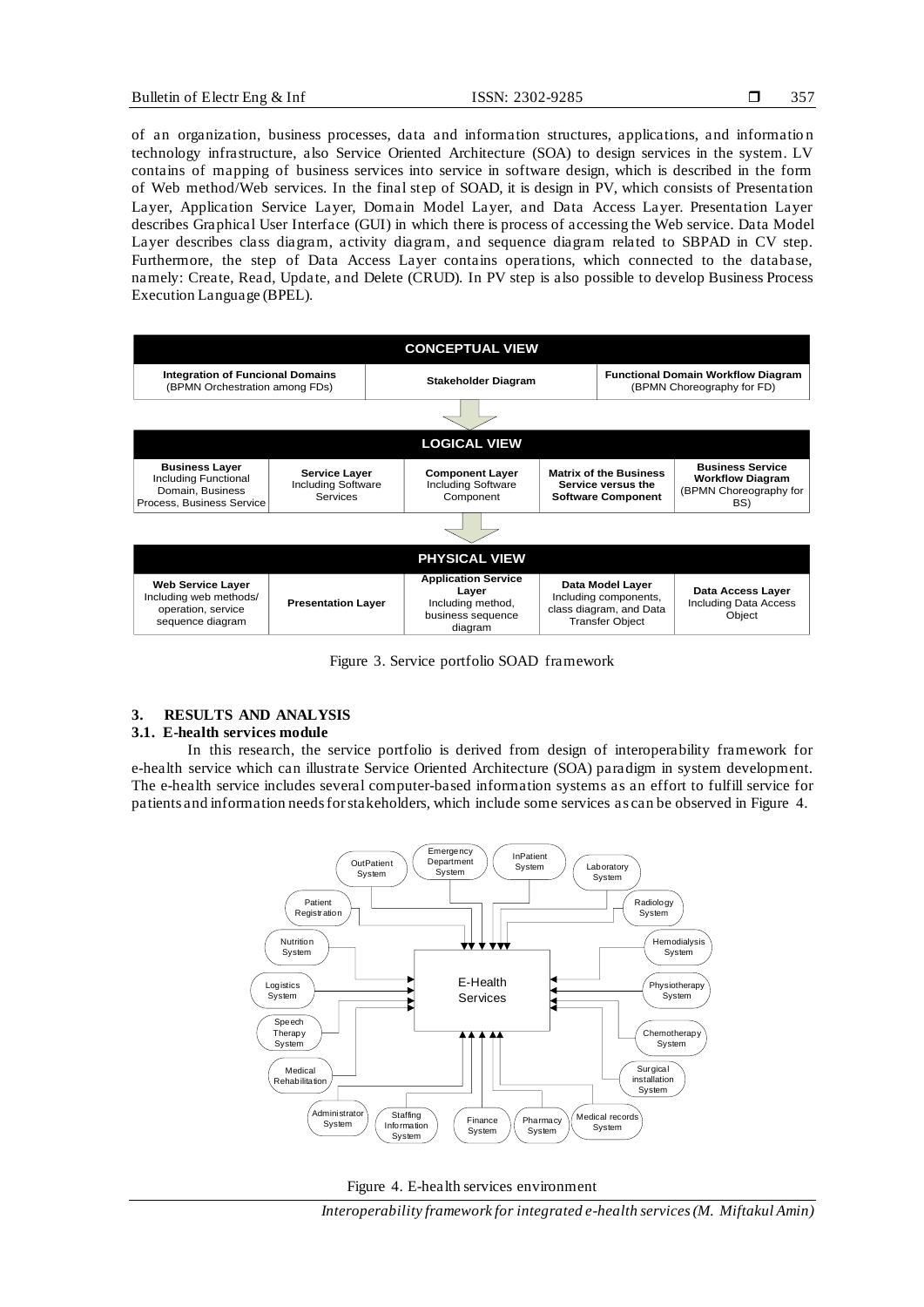of an organization, business processes, data and information structures, applications, and information technology infrastructure, also Service Oriented Architecture (SOA) to design services in the system. LV contains of mapping of business services into service in software design, which is described in the form of Web method/Web services. In the final step of SOAD, it is design in PV, which consists of Presentation Layer, Application Service Layer, Domain Model Layer, and Data Access Layer. Presentation Layer describes Graphical User Interface (GUI) in which there is process of accessing the Web service. Data Model Layer describes class diagram, activity diagram, and sequence diagram related to SBPAD in CV step. Furthermore, the step of Data Access Layer contains operations, which connected to the database, namely: Create, Read, Update, and Delete (CRUD). In PV step is also possible to develop Business Process Execution Language (BPEL).

| CONCEPTUAL VIEW | | |
|---|---|---|
| **Integration of Funcional Domains** (BPMN Orchestration among FDs) | **Stakeholder Diagram** | **Functional Domain Workflow Diagram** (BPMN Choreography for FD) |

| LOGICAL VIEW | | | | |
|---|---|---|---|---|
| **Business Layer** Including Functional Domain, Business Process, Business Service | **Service Layer** Including Software Services | **Component Layer** Including Software Component | **Matrix of the Business Service versus the Software Component** | **Business Service Workflow Diagram** (BPMN Choreography for BS) |

| PHYSICAL VIEW | | | | |
|---|---|---|---|---|
| **Web Service Layer** Including web methods/ operation, service sequence diagram | **Presentation Layer** | **Application Service Layer** Including method, business sequence diagram | **Data Model Layer** Including components, class diagram, and Data Transfer Object | **Data Access Layer** Including Data Access Object |

Figure 3. Service portfolio SOAD framework

## 3. RESULTS AND ANALYSIS

### 3.1. E-health services module

In this research, the service portfolio is derived from design of interoperability framework for e-health service which can illustrate Service Oriented Architecture (SOA) paradigm in system development. The e-health service includes several computer-based information systems as an effort to fulfill service for patients and information needs for stakeholders, which include some services as can be observed in Figure 4.

Figure 4. E-health services environment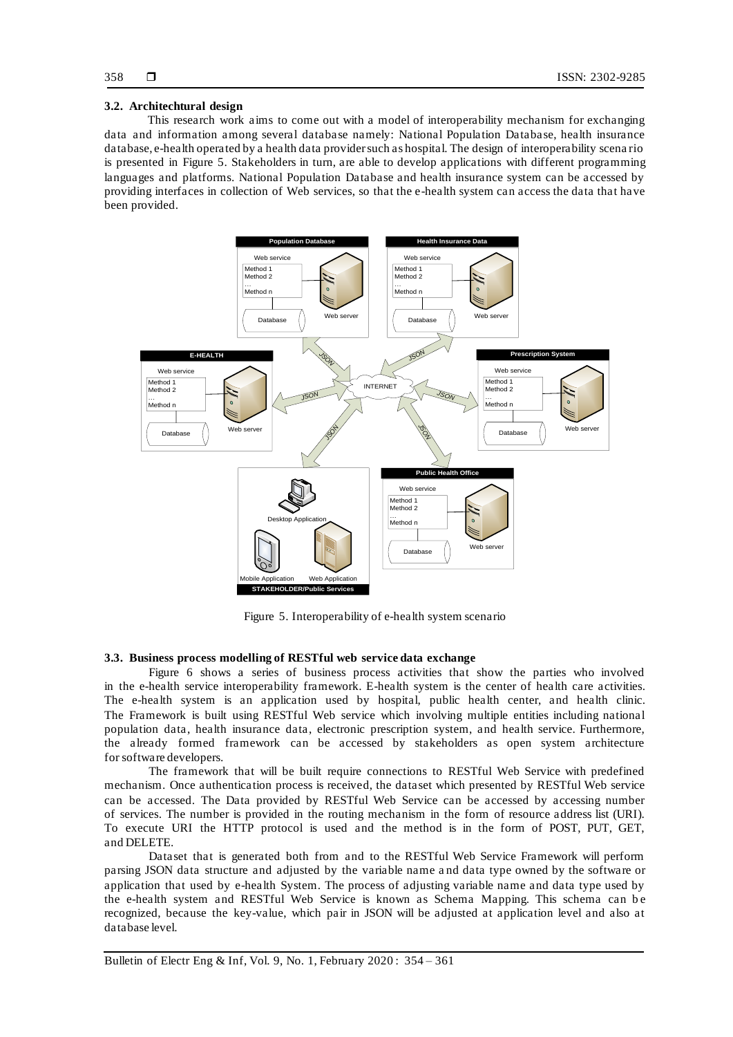### 3.2. Architechtural design

This research work aims to come out with a model of interoperability mechanism for exchanging data and information among several database namely: National Population Database, health insurance database, e-health operated by a health data provider such as hospital. The design of interoperability scenario is presented in Figure 5. Stakeholders in turn, are able to develop applications with different programming languages and platforms. National Population Database and health insurance system can be accessed by providing interfaces in collection of Web services, so that the e-health system can access the data that have been provided.

Figure 5. Interoperability of e-health system scenario

### 3.3. Business process modelling of RESTful web service data exchange

Figure 6 shows a series of business process activities that show the parties who involved in the e-health service interoperability framework. E-health system is the center of health care activities. The e-health system is an application used by hospital, public health center, and health clinic. The Framework is built using RESTful Web service which involving multiple entities including national population data, health insurance data, electronic prescription system, and health service. Furthermore, the already formed framework can be accessed by stakeholders as open system architecture for software developers.

The framework that will be built require connections to RESTful Web Service with predefined mechanism. Once authentication process is received, the dataset which presented by RESTful Web service can be accessed. The Data provided by RESTful Web Service can be accessed by accessing number of services. The number is provided in the routing mechanism in the form of resource address list (URI). To execute URI the HTTP protocol is used and the method is in the form of POST, PUT, GET, and DELETE.

Dataset that is generated both from and to the RESTful Web Service Framework will perform parsing JSON data structure and adjusted by the variable name and data type owned by the software or application that used by e-health System. The process of adjusting variable name and data type used by the e-health system and RESTful Web Service is known as Schema Mapping. This schema can be recognized, because the key-value, which pair in JSON will be adjusted at application level and also at database level.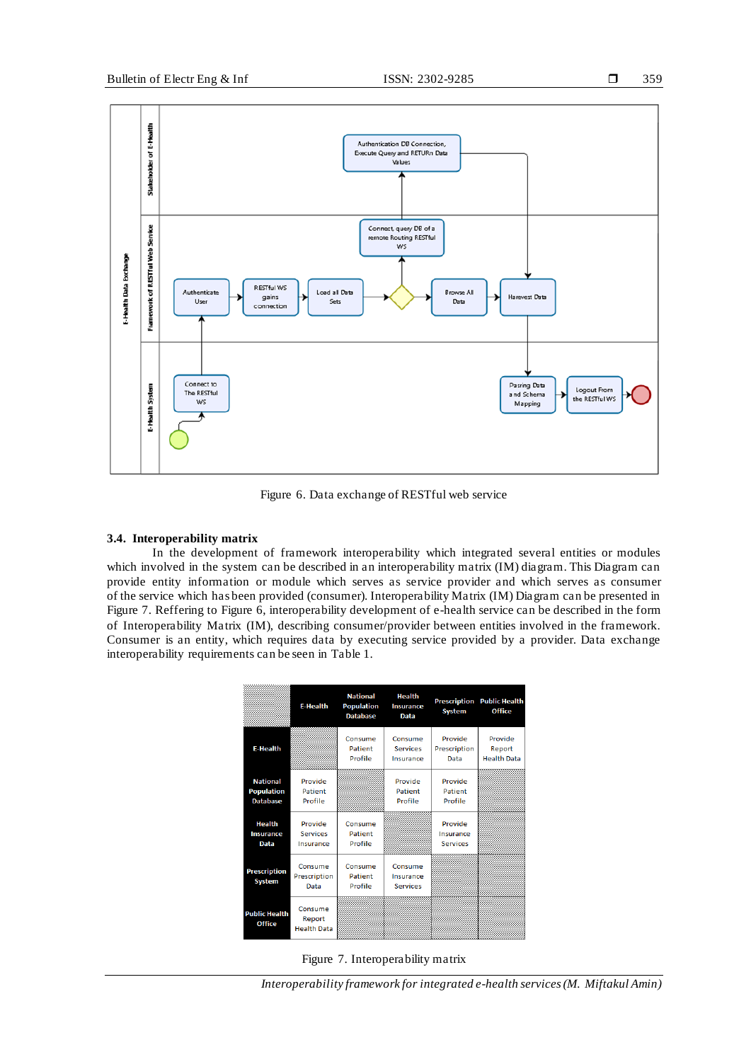Figure 6. Data exchange of RESTful web service

### 3.4. Interoperability matrix

In the development of framework interoperability which integrated several entities or modules which involved in the system can be described in an interoperability matrix (IM) diagram. This Diagram can provide entity information or module which serves as service provider and which serves as consumer of the service which has been provided (consumer). Interoperability Matrix (IM) Diagram can be presented in Figure 7. Reffering to Figure 6, interoperability development of e-health service can be described in the form of Interoperability Matrix (IM), describing consumer/provider between entities involved in the framework. Consumer is an entity, which requires data by executing service provided by a provider. Data exchange interoperability requirements can be seen in Table 1.

| | E-Health | National Population Database | Health Insurance Data | Prescription System | Public Health Office |
|---|---|---|---|---|---|
| **E-Health** | | Consume Patient Profile | Consume Services Insurance | Provide Prescription Data | Provide Report Health Data |
| **National Population Database** | Provide Patient Profile | | Provide Patient Profile | Provide Patient Profile | |
| **Health Insurance Data** | Provide Services Insurance | Consume Patient Profile | | Provide Insurance Services | |
| **Prescription System** | Consume Prescription Data | Consume Patient Profile | Consume Insurance Services | | |
| **Public Health Office** | Consume Report Health Data | | | | |

Figure 7. Interoperability matrix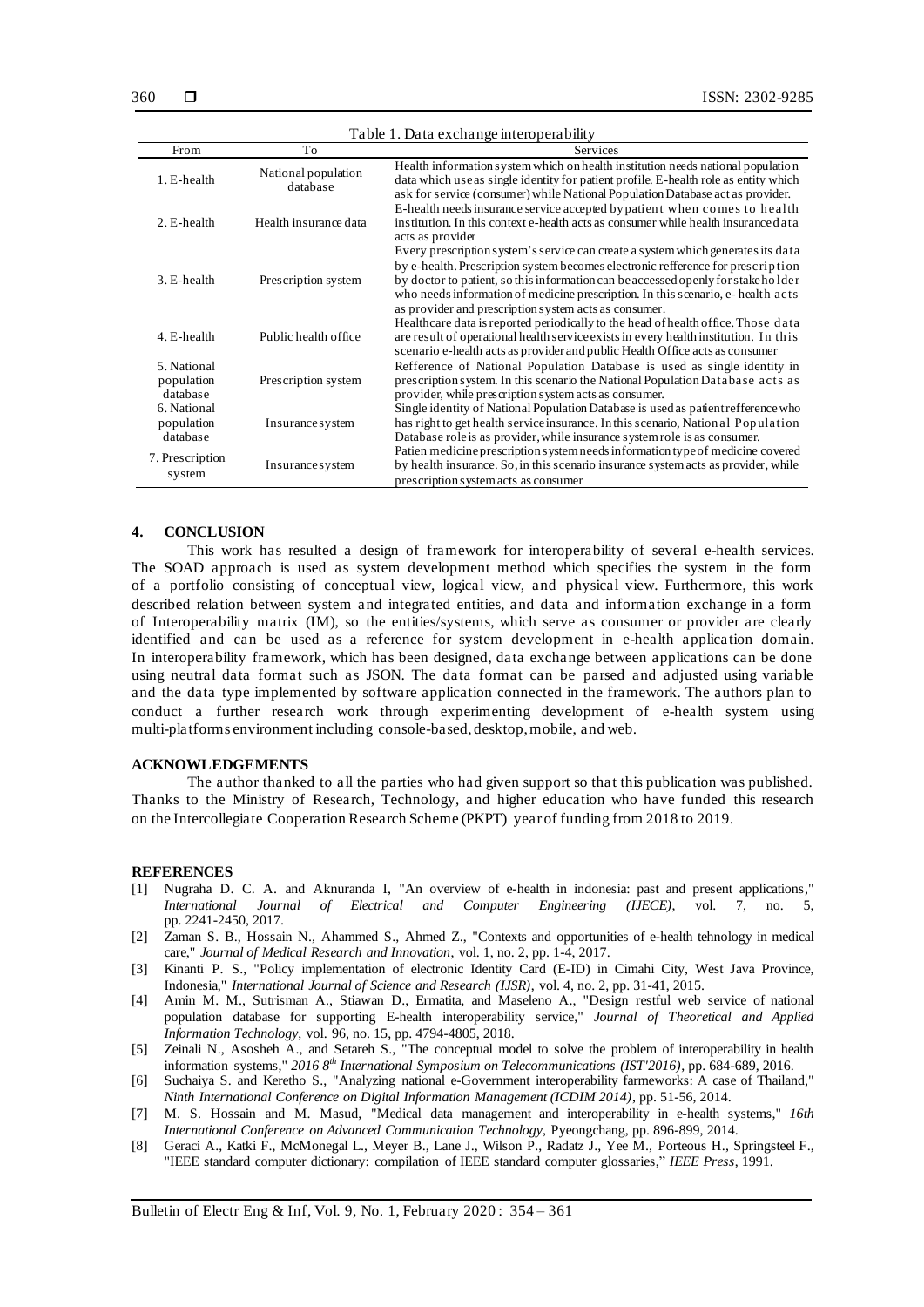Table 1. Data exchange interoperability

| From | To | Services |
|---|---|---|
| 1. E-health | National population database | Health information system which on health institution needs national population data which use as single identity for patient profile. E-health role as entity which ask for service (consumer) while National Population Database act as provider. |
| 2. E-health | Health insurance data | E-health needs insurance service accepted by patient when comes to health institution. In this context e-health acts as consumer while health insurance data acts as provider |
| 3. E-health | Prescription system | Every prescription system's service can create a system which generates its data by e-health. Prescription system becomes electronic refference for prescription by doctor to patient, so this information can be accessed openly for stakeholder who needs information of medicine prescription. In this scenario, e- health acts as provider and prescription system acts as consumer. |
| 4. E-health | Public health office | Healthcare data is reported periodically to the head of health office. Those data are result of operational health service exists in every health institution. In this scenario e-health acts as provider and public Health Office acts as consumer |
| 5. National population database | Prescription system | Refference of National Population Database is used as single identity in prescription system. In this scenario the National Population Database acts as provider, while prescription system acts as consumer. |
| 6. National population database | Insurance system | Single identity of National Population Database is used as patient refference who has right to get health service insurance. In this scenario, National Population Database role is as provider, while insurance system role is as consumer. |
| 7. Prescription system | Insurance system | Patien medicine prescription system needs information type of medicine covered by health insurance. So, in this scenario insurance system acts as provider, while prescription system acts as consumer |

## 4. CONCLUSION

This work has resulted a design of framework for interoperability of several e-health services. The SOAD approach is used as system development method which specifies the system in the form of a portfolio consisting of conceptual view, logical view, and physical view. Furthermore, this work described relation between system and integrated entities, and data and information exchange in a form of Interoperability matrix (IM), so the entities/systems, which serve as consumer or provider are clearly identified and can be used as a reference for system development in e-health application domain. In interoperability framework, which has been designed, data exchange between applications can be done using neutral data format such as JSON. The data format can be parsed and adjusted using variable and the data type implemented by software application connected in the framework. The authors plan to conduct a further research work through experimenting development of e-health system using multi-platforms environment including console-based, desktop, mobile, and web.

## ACKNOWLEDGEMENTS

The author thanked to all the parties who had given support so that this publication was published. Thanks to the Ministry of Research, Technology, and higher education who have funded this research on the Intercollegiate Cooperation Research Scheme (PKPT) year of funding from 2018 to 2019.

## REFERENCES

[1] Nugraha D. C. A. and Aknuranda I, "An overview of e-health in indonesia: past and present applications," *International Journal of Electrical and Computer Engineering (IJECE)*, vol. 7, no. 5, pp. 2241-2450, 2017.

[2] Zaman S. B., Hossain N., Ahammed S., Ahmed Z., "Contexts and opportunities of e-health tehnology in medical care," *Journal of Medical Research and Innovation*, vol. 1, no. 2, pp. 1-4, 2017.

[3] Kinanti P. S., "Policy implementation of electronic Identity Card (E-ID) in Cimahi City, West Java Province, Indonesia," *International Journal of Science and Research (IJSR)*, vol. 4, no. 2, pp. 31-41, 2015.

[4] Amin M. M., Sutrisman A., Stiawan D., Ermatita, and Maseleno A., "Design restful web service of national population database for supporting E-health interoperability service," *Journal of Theoretical and Applied Information Technology*, vol. 96, no. 15, pp. 4794-4805, 2018.

[5] Zeinali N., Asosheh A., and Setareh S., "The conceptual model to solve the problem of interoperability in health information systems," *2016 8th International Symposium on Telecommunications (IST'2016)*, pp. 684-689, 2016.

[6] Suchaiya S. and Keretho S., "Analyzing national e-Government interoperability farmeworks: A case of Thailand," *Ninth International Conference on Digital Information Management (ICDIM 2014)*, pp. 51-56, 2014.

[7] M. S. Hossain and M. Masud, "Medical data management and interoperability in e-health systems," *16th International Conference on Advanced Communication Technology*, Pyeongchang, pp. 896-899, 2014.

[8] Geraci A., Katki F., McMonegal L., Meyer B., Lane J., Wilson P., Radatz J., Yee M., Porteous H., Springsteel F., "IEEE standard computer dictionary: compilation of IEEE standard computer glossaries," *IEEE Press*, 1991.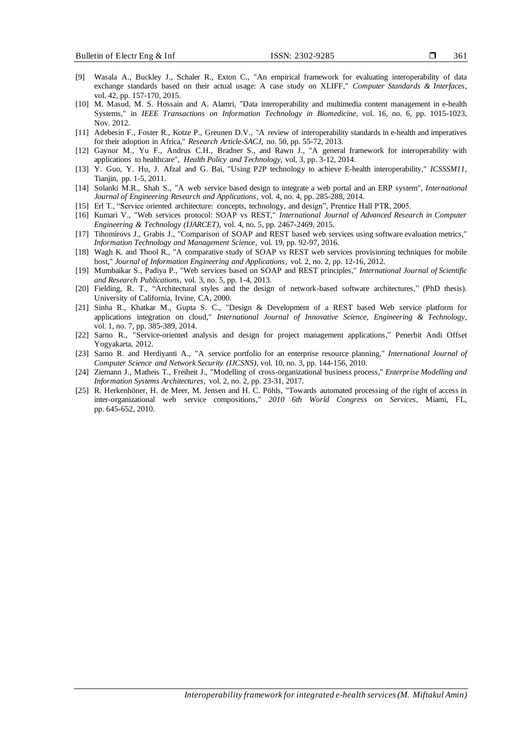[9] Wasala A., Buckley J., Schaler R., Exton C., "An empirical framework for evaluating interoperability of data exchange standards based on their actual usage: A case study on XLIFF," *Computer Standards & Interfaces*, vol. 42, pp. 157-170, 2015.

[10] M. Masud, M. S. Hossain and A. Alamri, "Data interoperability and multimedia content management in e-health Systems," in *IEEE Transactions on Information Technology in Biomedicine*, vol. 16, no. 6, pp. 1015-1023, Nov. 2012.

[11] Adebesin F., Foster R., Kotze P., Greunen D.V., "A review of interoperability standards in e-health and imperatives for their adoption in Africa," *Research Article-SACJ*, no. 50, pp. 55-72, 2013.

[12] Gaynor M., Yu F., Andrus C.H., Bradner S., and Rawn J., "A general framework for interoperability with applications to healthcare", *Health Policy and Technology*, vol. 3, pp. 3-12, 2014.

[13] Y. Guo, Y. Hu, J. Afzal and G. Bai, "Using P2P technology to achieve E-health interoperability," *ICSSSM11*, Tianjin, pp. 1-5, 2011.

[14] Solanki M.R., Shah S., "A web service based design to integrate a web portal and an ERP system", *International Journal of Engineering Research and Applications*, vol. 4, no. 4, pp. 285-288, 2014.

[15] Erl T., "Service oriented architecture: concepts, technology, and design", Prentice Hall PTR, 2005.

[16] Kumari V., "Web services protocol: SOAP vs REST," *International Journal of Advanced Research in Computer Engineering & Technology (IJARCET)*, vol. 4, no. 5, pp. 2467-2469, 2015.

[17] Tihomirovs J., Grabis J., "Comparison of SOAP and REST based web services using software evaluation metrics," *Information Technology and Management Science*, vol. 19, pp. 92-97, 2016.

[18] Wagh K. and Thool R., "A comparative study of SOAP vs REST web services provisioning techniques for mobile host," *Journal of Information Engineering and Applications*, vol. 2, no. 2, pp. 12-16, 2012.

[19] Mumbaikar S., Padiya P., "Web services based on SOAP and REST principles," *International Journal of Scientific and Research Publications*, vol. 3, no. 5, pp. 1-4, 2013.

[20] Fielding, R. T., "Architectural styles and the design of network-based software architectures," (PhD thesis). University of California, Irvine, CA, 2000.

[21] Sinha R., Khatkar M., Gupta S. C., "Design & Development of a REST based Web service platform for applications integration on cloud," *International Journal of Innovative Science, Engineering & Technology*, vol. 1, no. 7, pp. 385-389, 2014.

[22] Sarno R., "Service-oriented analysis and design for project management applications," Penerbit Andi Offset Yogyakarta, 2012.

[23] Sarno R. and Herdiyanti A., "A service portfolio for an enterprise resource planning," *International Journal of Computer Science and Network Security (IJCSNS)*, vol. 10, no. 3, pp. 144-156, 2010.

[24] Ziemann J., Matheis T., Freiheit J., "Modelling of cross-organizational business process," *Enterprise Modelling and Information Systems Architectures*, vol. 2, no. 2, pp. 23-31, 2017.

[25] R. Herkenhöner, H. de Meer, M. Jensen and H. C. Pöhls, "Towards automated processing of the right of access in inter-organizational web service compositions," *2010 6th World Congress on Services*, Miami, FL, pp. 645-652, 2010.